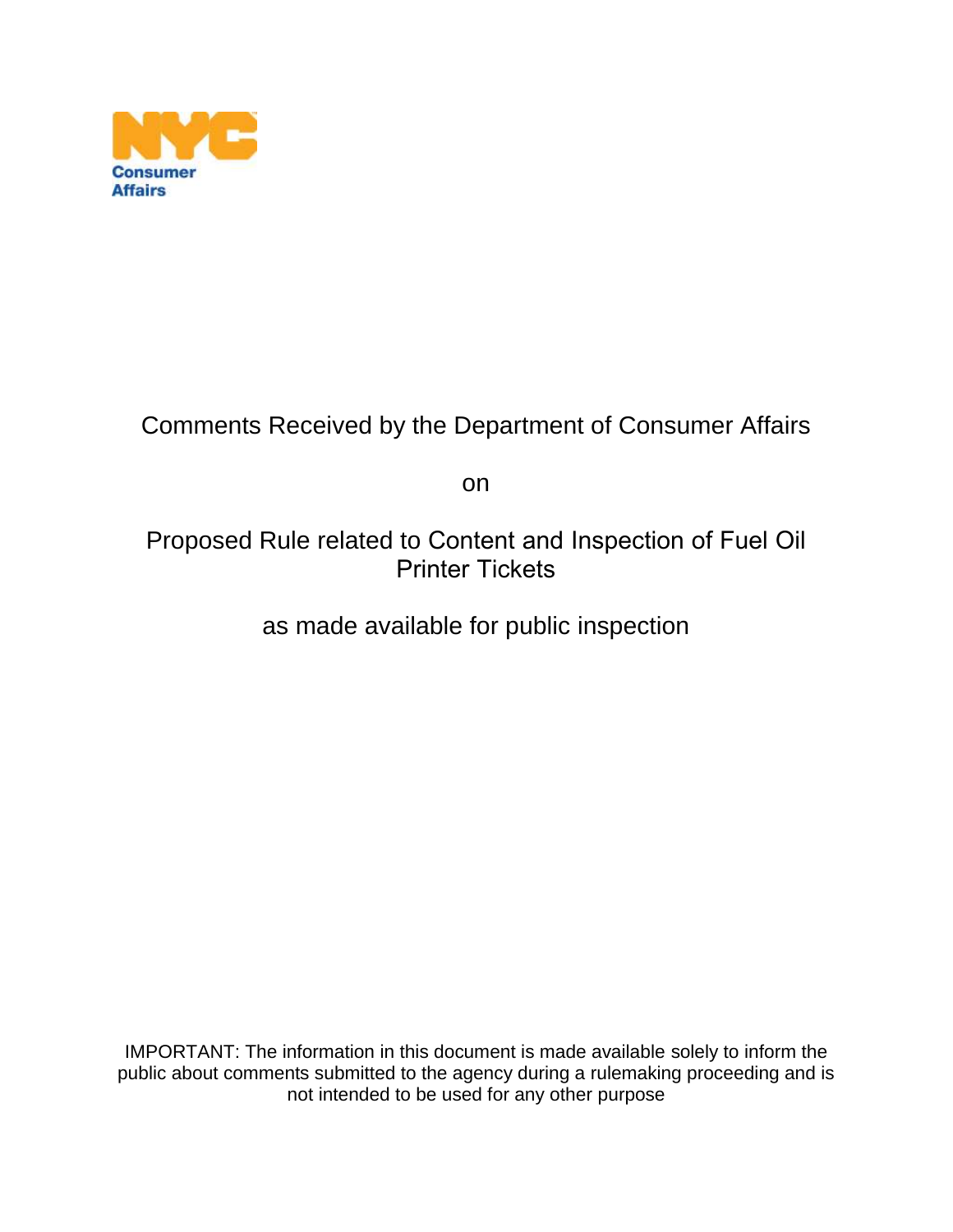NYC
Consumer
Affairs

# Comments Received by the Department of Consumer Affairs

on

# Proposed Rule related to Content and Inspection of Fuel Oil Printer Tickets

as made available for public inspection

IMPORTANT: The information in this document is made available solely to inform the public about comments submitted to the agency during a rulemaking proceeding and is not intended to be used for any other purpose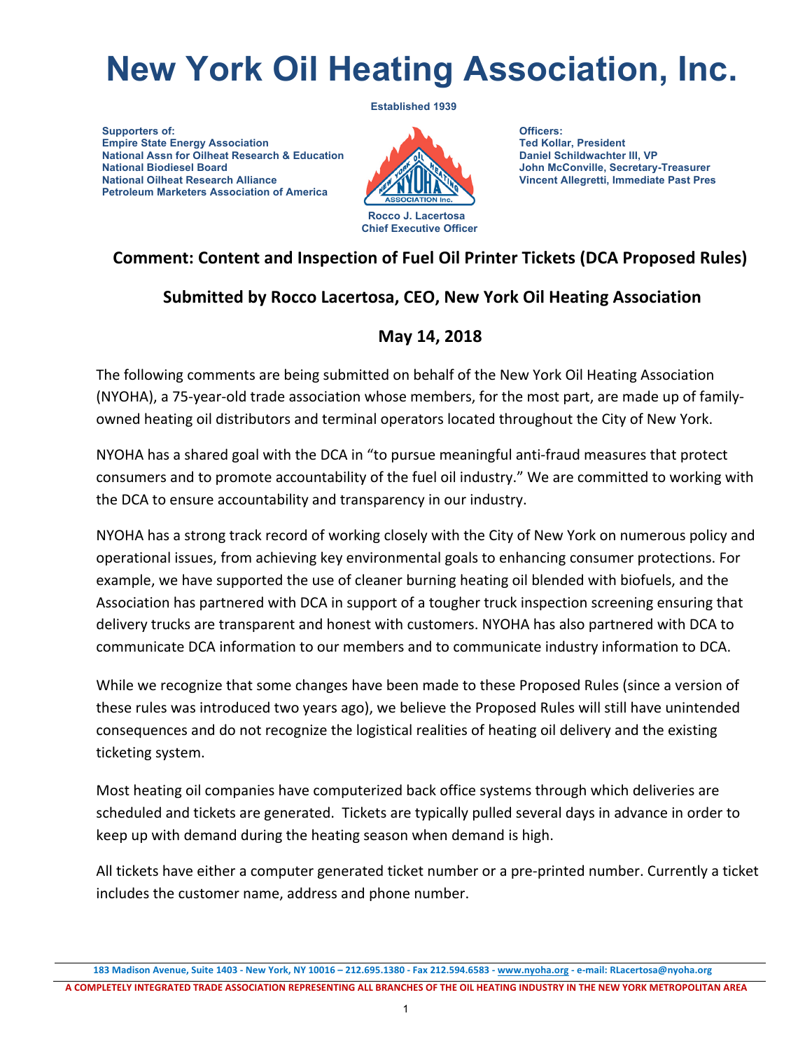# New York Oil Heating Association, Inc.

Established 1939

**Supporters of:**
Empire State Energy Association
National Assn for Oilheat Research & Education
National Biodiesel Board
National Oilheat Research Alliance
Petroleum Marketers Association of America

Rocco J. Lacertosa
Chief Executive Officer

**Officers:**
Ted Kollar, President
Daniel Schildwachter III, VP
John McConville, Secretary-Treasurer
Vincent Allegretti, Immediate Past Pres

## Comment: Content and Inspection of Fuel Oil Printer Tickets (DCA Proposed Rules)

## Submitted by Rocco Lacertosa, CEO, New York Oil Heating Association

## May 14, 2018

The following comments are being submitted on behalf of the New York Oil Heating Association (NYOHA), a 75-year-old trade association whose members, for the most part, are made up of family-owned heating oil distributors and terminal operators located throughout the City of New York.

NYOHA has a shared goal with the DCA in "to pursue meaningful anti-fraud measures that protect consumers and to promote accountability of the fuel oil industry." We are committed to working with the DCA to ensure accountability and transparency in our industry.

NYOHA has a strong track record of working closely with the City of New York on numerous policy and operational issues, from achieving key environmental goals to enhancing consumer protections. For example, we have supported the use of cleaner burning heating oil blended with biofuels, and the Association has partnered with DCA in support of a tougher truck inspection screening ensuring that delivery trucks are transparent and honest with customers. NYOHA has also partnered with DCA to communicate DCA information to our members and to communicate industry information to DCA.

While we recognize that some changes have been made to these Proposed Rules (since a version of these rules was introduced two years ago), we believe the Proposed Rules will still have unintended consequences and do not recognize the logistical realities of heating oil delivery and the existing ticketing system.

Most heating oil companies have computerized back office systems through which deliveries are scheduled and tickets are generated. Tickets are typically pulled several days in advance in order to keep up with demand during the heating season when demand is high.

All tickets have either a computer generated ticket number or a pre-printed number. Currently a ticket includes the customer name, address and phone number.

183 Madison Avenue, Suite 1403 - New York, NY 10016 – 212.695.1380 - Fax 212.594.6583 - www.nyoha.org - e-mail: RLacertosa@nyoha.org

A COMPLETELY INTEGRATED TRADE ASSOCIATION REPRESENTING ALL BRANCHES OF THE OIL HEATING INDUSTRY IN THE NEW YORK METROPOLITAN AREA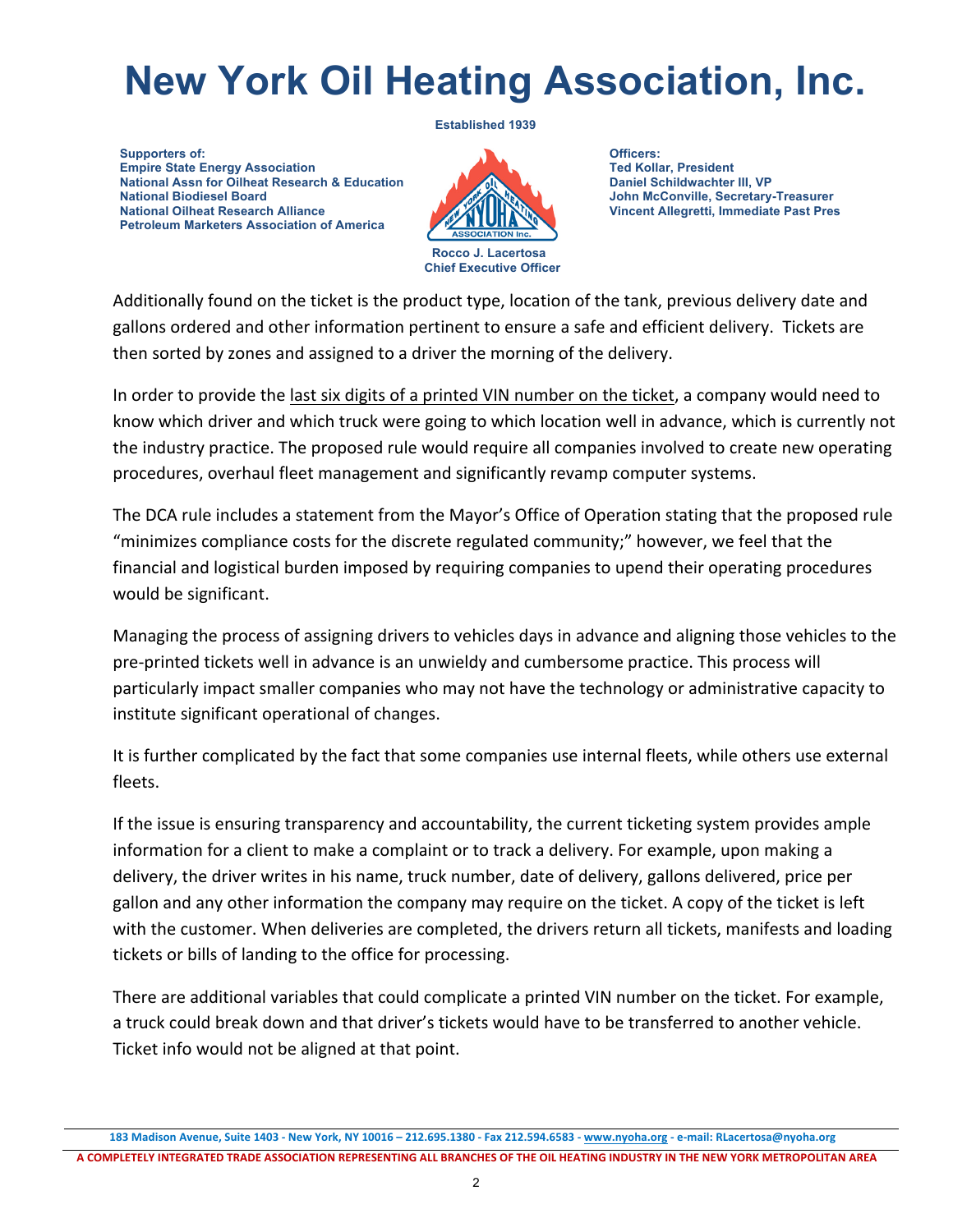Additionally found on the ticket is the product type, location of the tank, previous delivery date and gallons ordered and other information pertinent to ensure a safe and efficient delivery. Tickets are then sorted by zones and assigned to a driver the morning of the delivery.

In order to provide the last six digits of a printed VIN number on the ticket, a company would need to know which driver and which truck were going to which location well in advance, which is currently not the industry practice. The proposed rule would require all companies involved to create new operating procedures, overhaul fleet management and significantly revamp computer systems.

The DCA rule includes a statement from the Mayor's Office of Operation stating that the proposed rule "minimizes compliance costs for the discrete regulated community;" however, we feel that the financial and logistical burden imposed by requiring companies to upend their operating procedures would be significant.

Managing the process of assigning drivers to vehicles days in advance and aligning those vehicles to the pre-printed tickets well in advance is an unwieldy and cumbersome practice. This process will particularly impact smaller companies who may not have the technology or administrative capacity to institute significant operational of changes.

It is further complicated by the fact that some companies use internal fleets, while others use external fleets.

If the issue is ensuring transparency and accountability, the current ticketing system provides ample information for a client to make a complaint or to track a delivery. For example, upon making a delivery, the driver writes in his name, truck number, date of delivery, gallons delivered, price per gallon and any other information the company may require on the ticket. A copy of the ticket is left with the customer. When deliveries are completed, the drivers return all tickets, manifests and loading tickets or bills of landing to the office for processing.

There are additional variables that could complicate a printed VIN number on the ticket. For example, a truck could break down and that driver's tickets would have to be transferred to another vehicle. Ticket info would not be aligned at that point.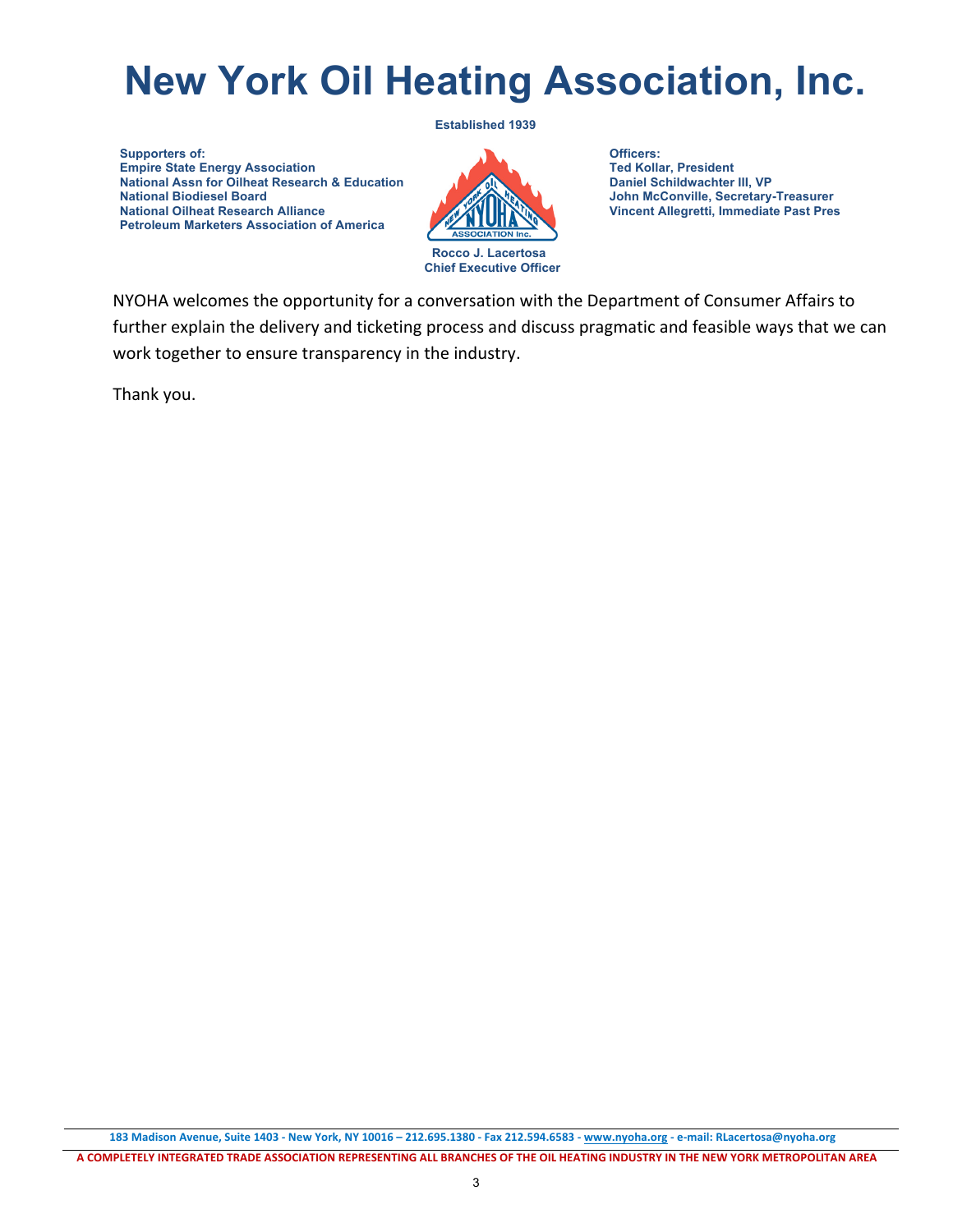# New York Oil Heating Association, Inc.

Established 1939

**Supporters of:**
Empire State Energy Association
National Assn for Oilheat Research & Education
National Biodiesel Board
National Oilheat Research Alliance
Petroleum Marketers Association of America

Rocco J. Lacertosa
Chief Executive Officer

**Officers:**
Ted Kollar, President
Daniel Schildwachter III, VP
John McConville, Secretary-Treasurer
Vincent Allegretti, Immediate Past Pres

NYOHA welcomes the opportunity for a conversation with the Department of Consumer Affairs to further explain the delivery and ticketing process and discuss pragmatic and feasible ways that we can work together to ensure transparency in the industry.

Thank you.

183 Madison Avenue, Suite 1403 - New York, NY 10016 – 212.695.1380 - Fax 212.594.6583 - www.nyoha.org - e-mail: RLacertosa@nyoha.org

A COMPLETELY INTEGRATED TRADE ASSOCIATION REPRESENTING ALL BRANCHES OF THE OIL HEATING INDUSTRY IN THE NEW YORK METROPOLITAN AREA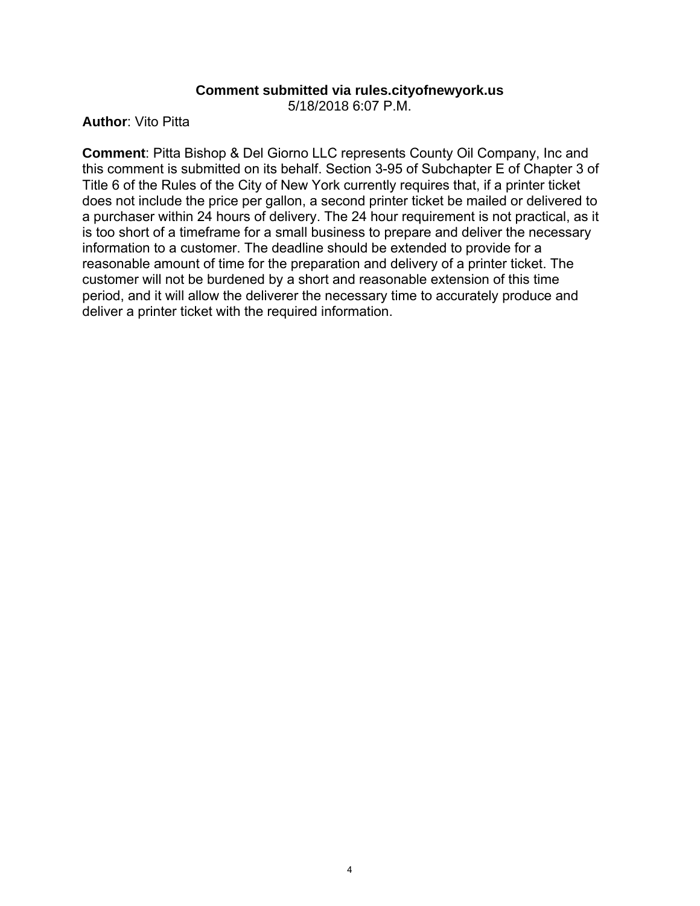**Comment submitted via rules.cityofnewyork.us**
5/18/2018 6:07 P.M.

**Author**: Vito Pitta

**Comment**: Pitta Bishop & Del Giorno LLC represents County Oil Company, Inc and this comment is submitted on its behalf. Section 3-95 of Subchapter E of Chapter 3 of Title 6 of the Rules of the City of New York currently requires that, if a printer ticket does not include the price per gallon, a second printer ticket be mailed or delivered to a purchaser within 24 hours of delivery. The 24 hour requirement is not practical, as it is too short of a timeframe for a small business to prepare and deliver the necessary information to a customer. The deadline should be extended to provide for a reasonable amount of time for the preparation and delivery of a printer ticket. The customer will not be burdened by a short and reasonable extension of this time period, and it will allow the deliverer the necessary time to accurately produce and deliver a printer ticket with the required information.